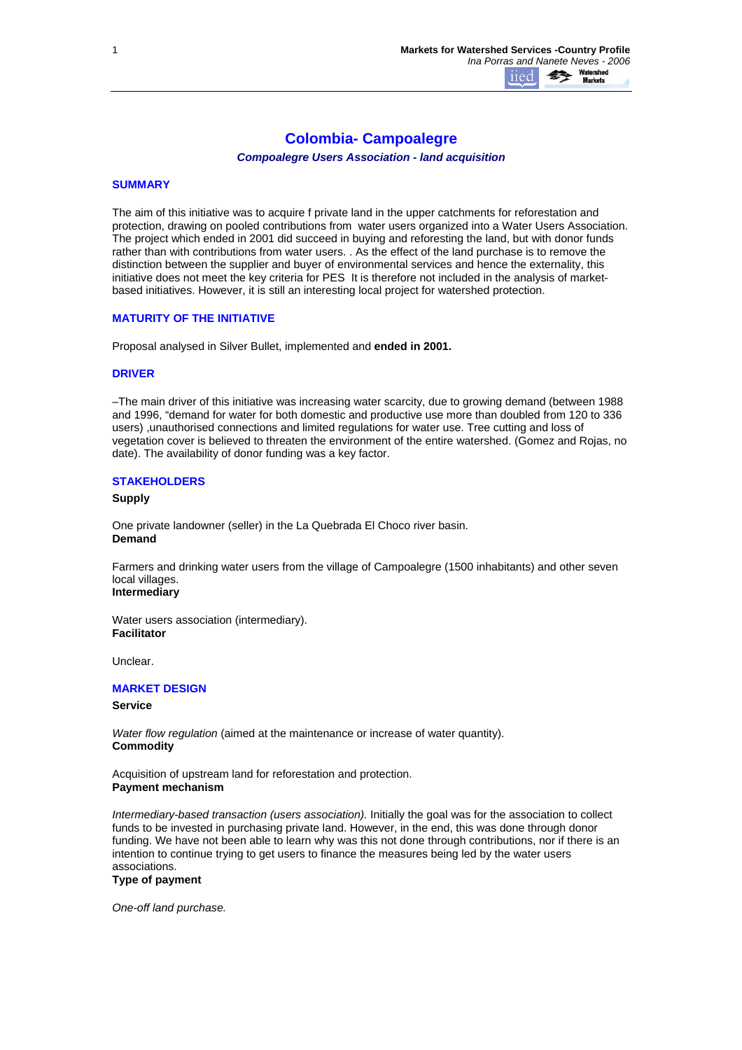# Colombia- Campoalegre

### *Compoalegre Users Association - land acquisition*

## SUMMARY

The aim of this initiative was to acquire f private land in the upper catchments for reforestation and protection, drawing on pooled contributions from water users organized into a Water Users Association. The project which ended in 2001 did succeed in buying and reforesting the land, but with donor funds rather than with contributions from water users. . As the effect of the land purchase is to remove the distinction between the supplier and buyer of environmental services and hence the externality, this initiative does not meet the key criteria for PES It is therefore not included in the analysis of market-based initiatives. However, it is still an interesting local project for watershed protection.

## MATURITY OF THE INITIATIVE

Proposal analysed in Silver Bullet, implemented and **ended in 2001.**

## DRIVER

–The main driver of this initiative was increasing water scarcity, due to growing demand (between 1988 and 1996, "demand for water for both domestic and productive use more than doubled from 120 to 336 users) ,unauthorised connections and limited regulations for water use. Tree cutting and loss of vegetation cover is believed to threaten the environment of the entire watershed. (Gomez and Rojas, no date). The availability of donor funding was a key factor.

## STAKEHOLDERS

**Supply**

One private landowner (seller) in the La Quebrada El Choco river basin.

**Demand**

Farmers and drinking water users from the village of Campoalegre (1500 inhabitants) and other seven local villages.

**Intermediary**

Water users association (intermediary).

**Facilitator**

Unclear.

## MARKET DESIGN

**Service**

*Water flow regulation* (aimed at the maintenance or increase of water quantity).

**Commodity**

Acquisition of upstream land for reforestation and protection.

**Payment mechanism**

*Intermediary-based transaction (users association).* Initially the goal was for the association to collect funds to be invested in purchasing private land. However, in the end, this was done through donor funding. We have not been able to learn why was this not done through contributions, nor if there is an intention to continue trying to get users to finance the measures being led by the water users associations.

**Type of payment**

*One-off land purchase.*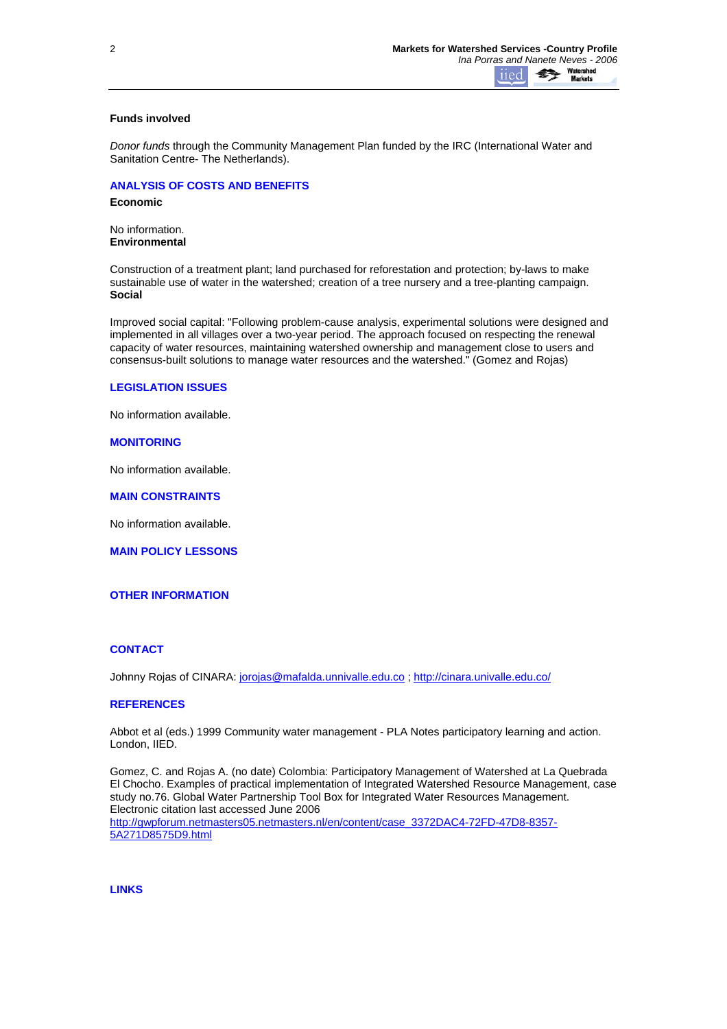### Funds involved

*Donor funds* through the Community Management Plan funded by the IRC (International Water and Sanitation Centre- The Netherlands).

## ANALYSIS OF COSTS AND BENEFITS

### Economic

No information.

### Environmental

Construction of a treatment plant; land purchased for reforestation and protection; by-laws to make sustainable use of water in the watershed; creation of a tree nursery and a tree-planting campaign.

### Social

Improved social capital: "Following problem-cause analysis, experimental solutions were designed and implemented in all villages over a two-year period. The approach focused on respecting the renewal capacity of water resources, maintaining watershed ownership and management close to users and consensus-built solutions to manage water resources and the watershed." (Gomez and Rojas)

## LEGISLATION ISSUES

No information available.

## MONITORING

No information available.

## MAIN CONSTRAINTS

No information available.

## MAIN POLICY LESSONS

## OTHER INFORMATION

## CONTACT

Johnny Rojas of CINARA: jorojas@mafalda.unnivalle.edu.co ; http://cinara.univalle.edu.co/

## REFERENCES

Abbot et al (eds.) 1999 Community water management - PLA Notes participatory learning and action. London, IIED.

Gomez, C. and Rojas A. (no date) Colombia: Participatory Management of Watershed at La Quebrada El Chocho. Examples of practical implementation of Integrated Watershed Resource Management, case study no.76. Global Water Partnership Tool Box for Integrated Water Resources Management. Electronic citation last accessed June 2006
http://gwpforum.netmasters05.netmasters.nl/en/content/case_3372DAC4-72FD-47D8-8357-5A271D8575D9.html

## LINKS